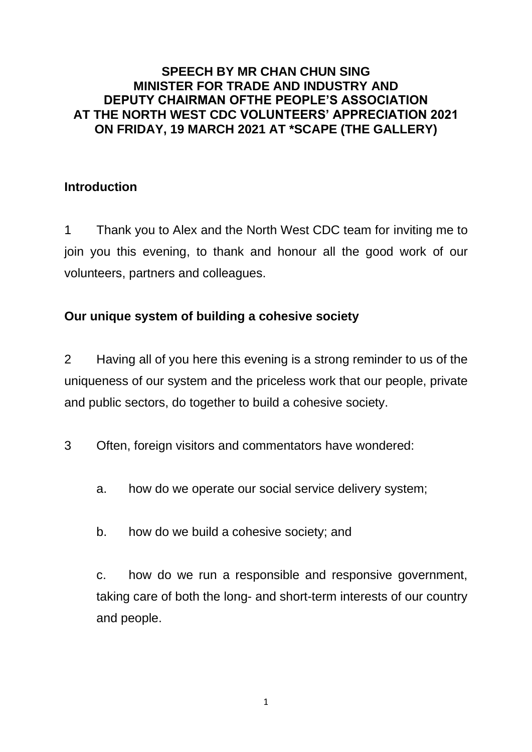**SPEECH BY MR CHAN CHUN SING**
**MINISTER FOR TRADE AND INDUSTRY AND**
**DEPUTY CHAIRMAN OFTHE PEOPLE'S ASSOCIATION**
**AT THE NORTH WEST CDC VOLUNTEERS' APPRECIATION 2021**
**ON FRIDAY, 19 MARCH 2021 AT *SCAPE (THE GALLERY)**

## Introduction

1 Thank you to Alex and the North West CDC team for inviting me to join you this evening, to thank and honour all the good work of our volunteers, partners and colleagues.

## Our unique system of building a cohesive society

2 Having all of you here this evening is a strong reminder to us of the uniqueness of our system and the priceless work that our people, private and public sectors, do together to build a cohesive society.

3 Often, foreign visitors and commentators have wondered:

a. how do we operate our social service delivery system;

b. how do we build a cohesive society; and

c. how do we run a responsible and responsive government, taking care of both the long- and short-term interests of our country and people.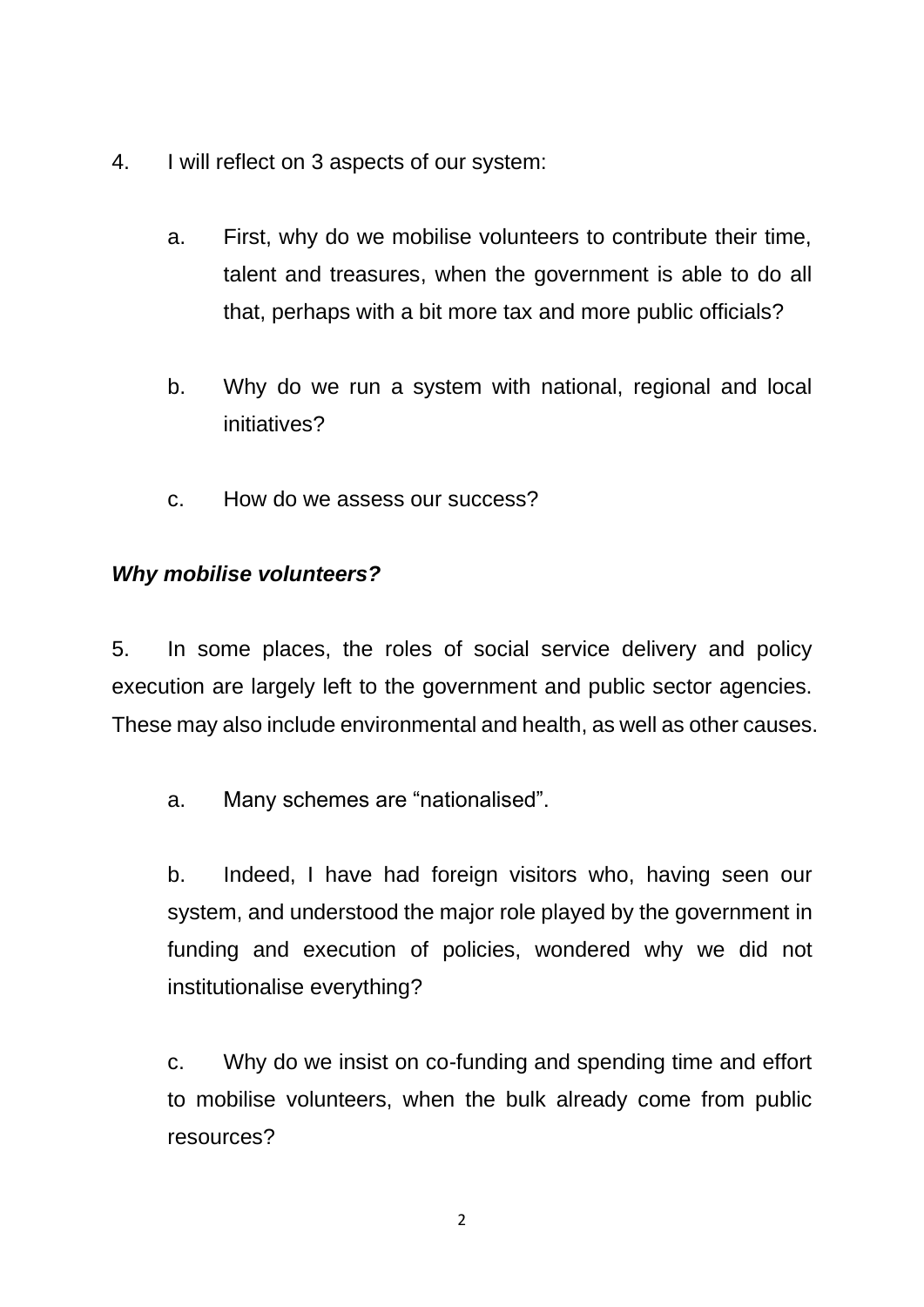4. I will reflect on 3 aspects of our system:

   a. First, why do we mobilise volunteers to contribute their time, talent and treasures, when the government is able to do all that, perhaps with a bit more tax and more public officials?

   b. Why do we run a system with national, regional and local initiatives?

   c. How do we assess our success?

***Why mobilise volunteers?***

5. In some places, the roles of social service delivery and policy execution are largely left to the government and public sector agencies. These may also include environmental and health, as well as other causes.

   a. Many schemes are "nationalised".

   b. Indeed, I have had foreign visitors who, having seen our system, and understood the major role played by the government in funding and execution of policies, wondered why we did not institutionalise everything?

   c. Why do we insist on co-funding and spending time and effort to mobilise volunteers, when the bulk already come from public resources?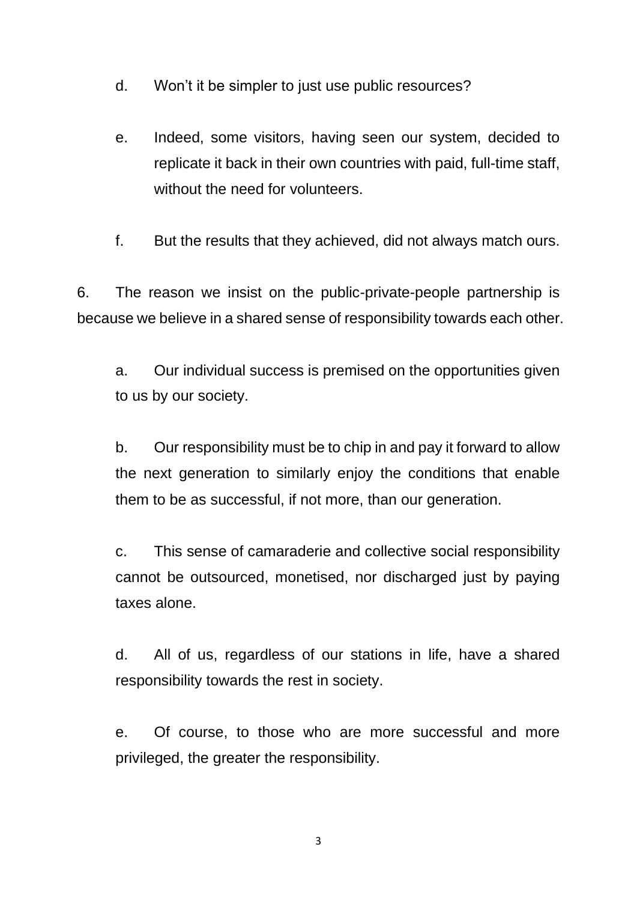d. Won't it be simpler to just use public resources?

e. Indeed, some visitors, having seen our system, decided to replicate it back in their own countries with paid, full-time staff, without the need for volunteers.

f. But the results that they achieved, did not always match ours.

6. The reason we insist on the public-private-people partnership is because we believe in a shared sense of responsibility towards each other.

a. Our individual success is premised on the opportunities given to us by our society.

b. Our responsibility must be to chip in and pay it forward to allow the next generation to similarly enjoy the conditions that enable them to be as successful, if not more, than our generation.

c. This sense of camaraderie and collective social responsibility cannot be outsourced, monetised, nor discharged just by paying taxes alone.

d. All of us, regardless of our stations in life, have a shared responsibility towards the rest in society.

e. Of course, to those who are more successful and more privileged, the greater the responsibility.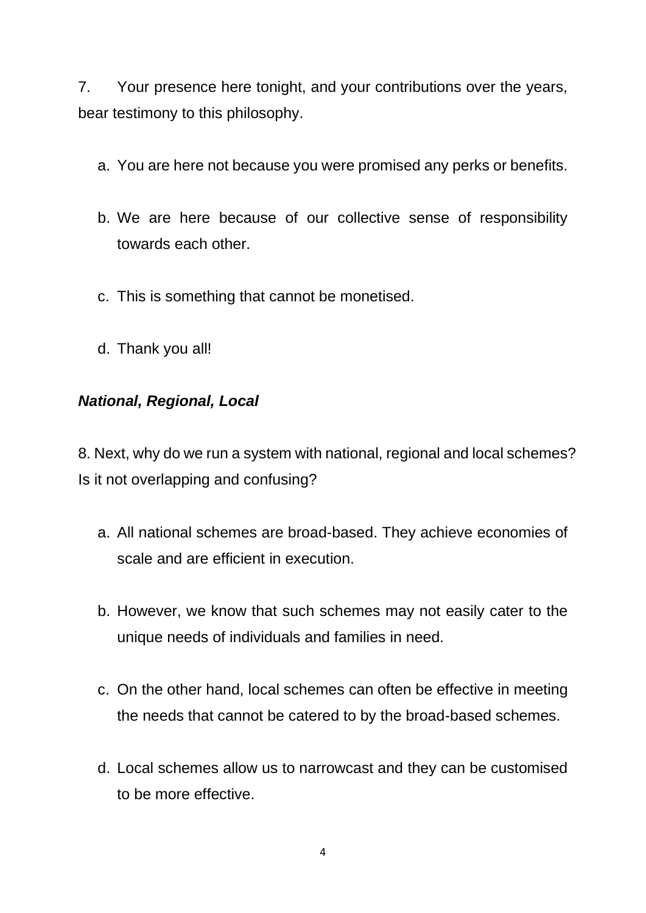7. Your presence here tonight, and your contributions over the years, bear testimony to this philosophy.

   a. You are here not because you were promised any perks or benefits.

   b. We are here because of our collective sense of responsibility towards each other.

   c. This is something that cannot be monetised.

   d. Thank you all!

***National, Regional, Local***

8. Next, why do we run a system with national, regional and local schemes? Is it not overlapping and confusing?

   a. All national schemes are broad-based. They achieve economies of scale and are efficient in execution.

   b. However, we know that such schemes may not easily cater to the unique needs of individuals and families in need.

   c. On the other hand, local schemes can often be effective in meeting the needs that cannot be catered to by the broad-based schemes.

   d. Local schemes allow us to narrowcast and they can be customised to be more effective.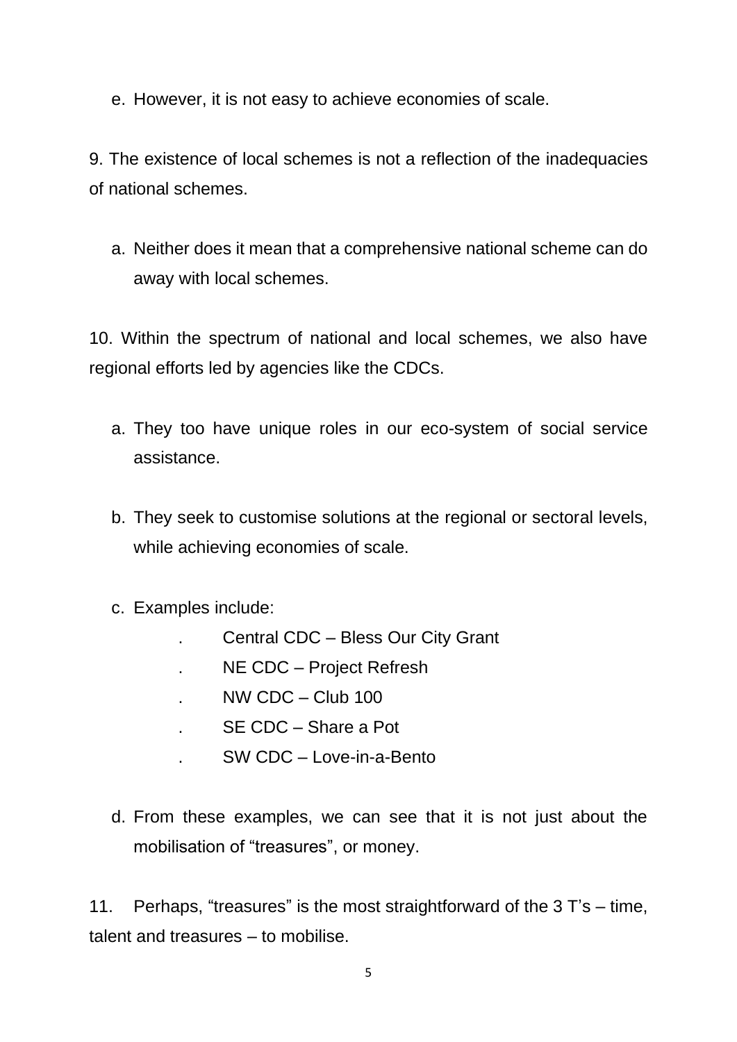e. However, it is not easy to achieve economies of scale.

9. The existence of local schemes is not a reflection of the inadequacies of national schemes.

   a. Neither does it mean that a comprehensive national scheme can do away with local schemes.

10. Within the spectrum of national and local schemes, we also have regional efforts led by agencies like the CDCs.

   a. They too have unique roles in our eco-system of social service assistance.

   b. They seek to customise solutions at the regional or sectoral levels, while achieving economies of scale.

   c. Examples include:
      - Central CDC – Bless Our City Grant
      - NE CDC – Project Refresh
      - NW CDC – Club 100
      - SE CDC – Share a Pot
      - SW CDC – Love-in-a-Bento

   d. From these examples, we can see that it is not just about the mobilisation of "treasures", or money.

11. Perhaps, "treasures" is the most straightforward of the 3 T's – time, talent and treasures – to mobilise.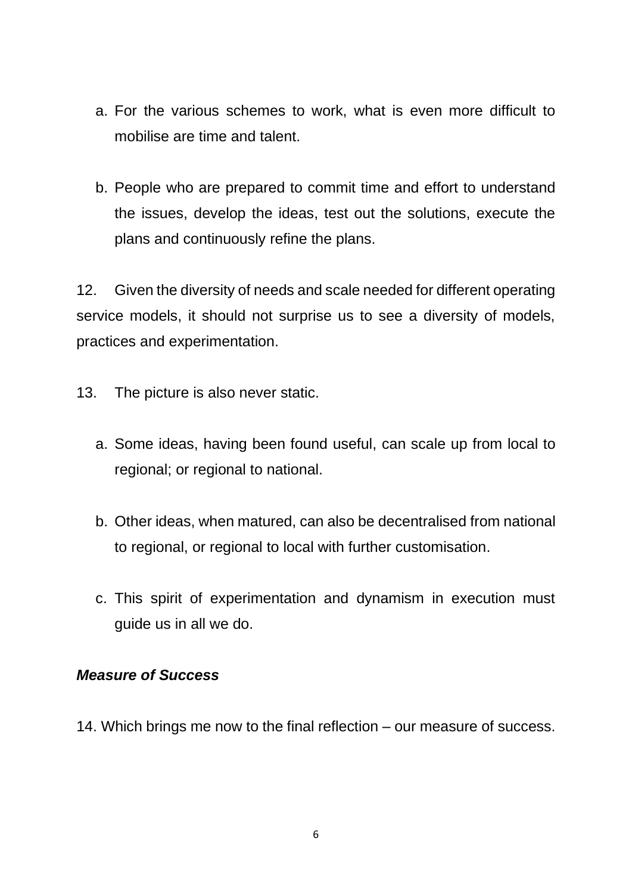a. For the various schemes to work, what is even more difficult to mobilise are time and talent.

b. People who are prepared to commit time and effort to understand the issues, develop the ideas, test out the solutions, execute the plans and continuously refine the plans.

12. Given the diversity of needs and scale needed for different operating service models, it should not surprise us to see a diversity of models, practices and experimentation.

13. The picture is also never static.

a. Some ideas, having been found useful, can scale up from local to regional; or regional to national.

b. Other ideas, when matured, can also be decentralised from national to regional, or regional to local with further customisation.

c. This spirit of experimentation and dynamism in execution must guide us in all we do.

***Measure of Success***

14. Which brings me now to the final reflection – our measure of success.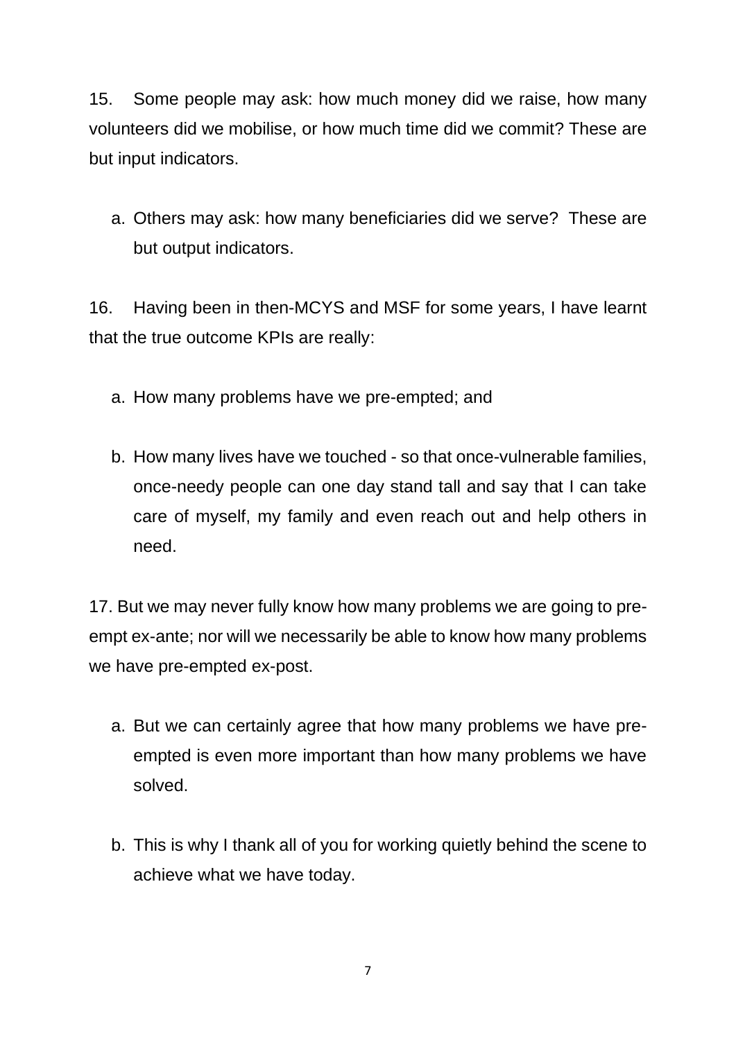15. Some people may ask: how much money did we raise, how many volunteers did we mobilise, or how much time did we commit? These are but input indicators.

   a. Others may ask: how many beneficiaries did we serve? These are but output indicators.

16. Having been in then-MCYS and MSF for some years, I have learnt that the true outcome KPIs are really:

   a. How many problems have we pre-empted; and

   b. How many lives have we touched - so that once-vulnerable families, once-needy people can one day stand tall and say that I can take care of myself, my family and even reach out and help others in need.

17. But we may never fully know how many problems we are going to pre-empt ex-ante; nor will we necessarily be able to know how many problems we have pre-empted ex-post.

   a. But we can certainly agree that how many problems we have pre-empted is even more important than how many problems we have solved.

   b. This is why I thank all of you for working quietly behind the scene to achieve what we have today.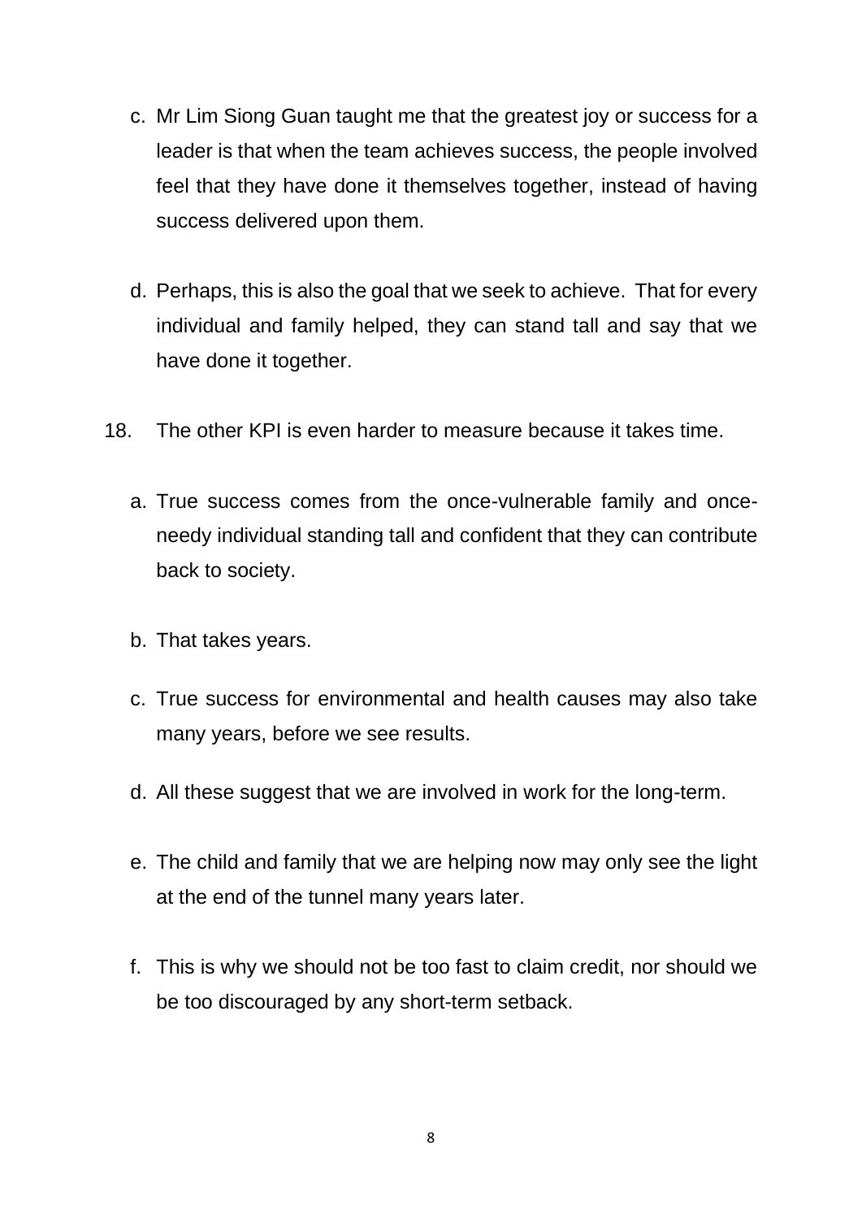c. Mr Lim Siong Guan taught me that the greatest joy or success for a leader is that when the team achieves success, the people involved feel that they have done it themselves together, instead of having success delivered upon them.

d. Perhaps, this is also the goal that we seek to achieve. That for every individual and family helped, they can stand tall and say that we have done it together.

18. The other KPI is even harder to measure because it takes time.

a. True success comes from the once-vulnerable family and once-needy individual standing tall and confident that they can contribute back to society.

b. That takes years.

c. True success for environmental and health causes may also take many years, before we see results.

d. All these suggest that we are involved in work for the long-term.

e. The child and family that we are helping now may only see the light at the end of the tunnel many years later.

f. This is why we should not be too fast to claim credit, nor should we be too discouraged by any short-term setback.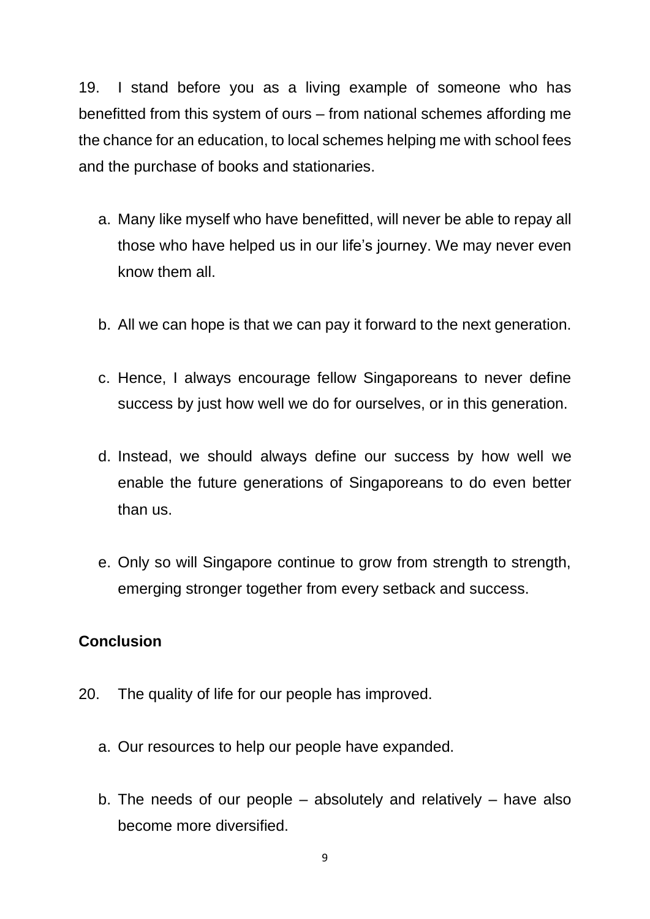19. I stand before you as a living example of someone who has benefitted from this system of ours – from national schemes affording me the chance for an education, to local schemes helping me with school fees and the purchase of books and stationaries.

   a. Many like myself who have benefitted, will never be able to repay all those who have helped us in our life's journey. We may never even know them all.

   b. All we can hope is that we can pay it forward to the next generation.

   c. Hence, I always encourage fellow Singaporeans to never define success by just how well we do for ourselves, or in this generation.

   d. Instead, we should always define our success by how well we enable the future generations of Singaporeans to do even better than us.

   e. Only so will Singapore continue to grow from strength to strength, emerging stronger together from every setback and success.

**Conclusion**

20. The quality of life for our people has improved.

   a. Our resources to help our people have expanded.

   b. The needs of our people – absolutely and relatively – have also become more diversified.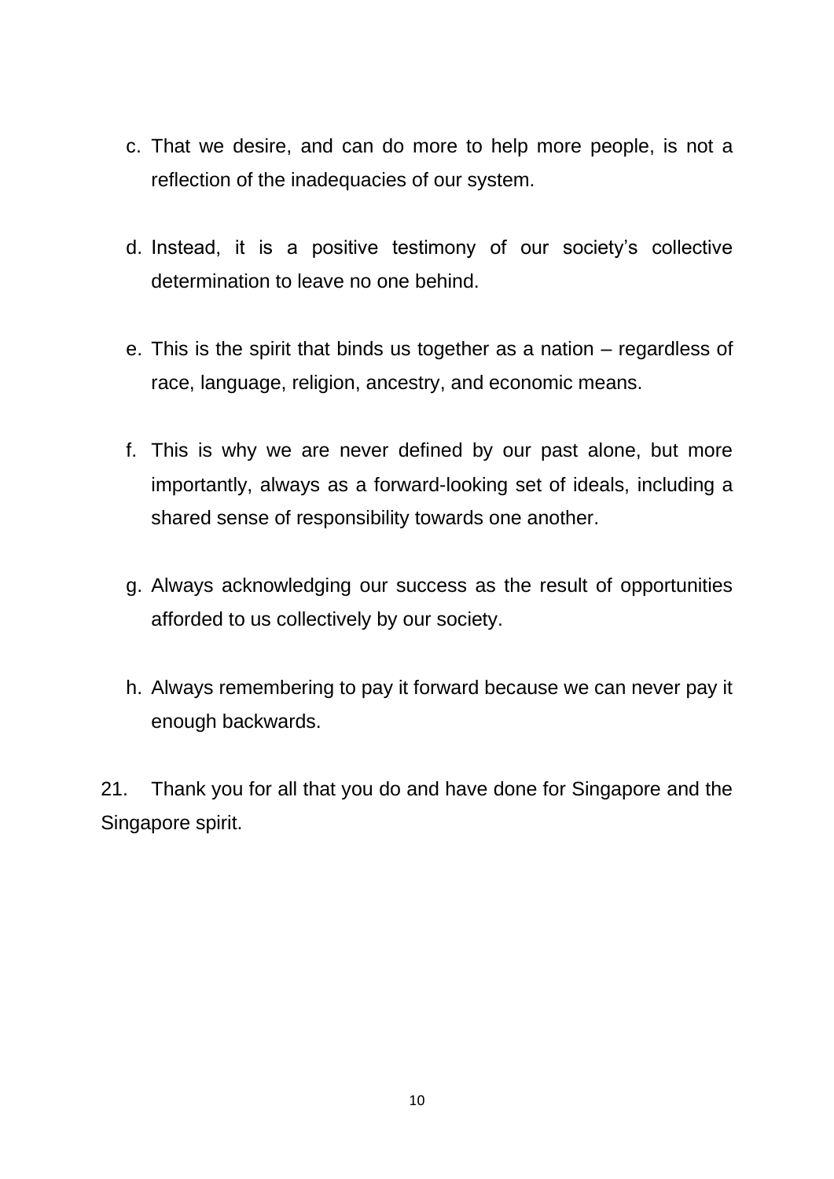c. That we desire, and can do more to help more people, is not a reflection of the inadequacies of our system.

d. Instead, it is a positive testimony of our society's collective determination to leave no one behind.

e. This is the spirit that binds us together as a nation – regardless of race, language, religion, ancestry, and economic means.

f. This is why we are never defined by our past alone, but more importantly, always as a forward-looking set of ideals, including a shared sense of responsibility towards one another.

g. Always acknowledging our success as the result of opportunities afforded to us collectively by our society.

h. Always remembering to pay it forward because we can never pay it enough backwards.

21. Thank you for all that you do and have done for Singapore and the Singapore spirit.